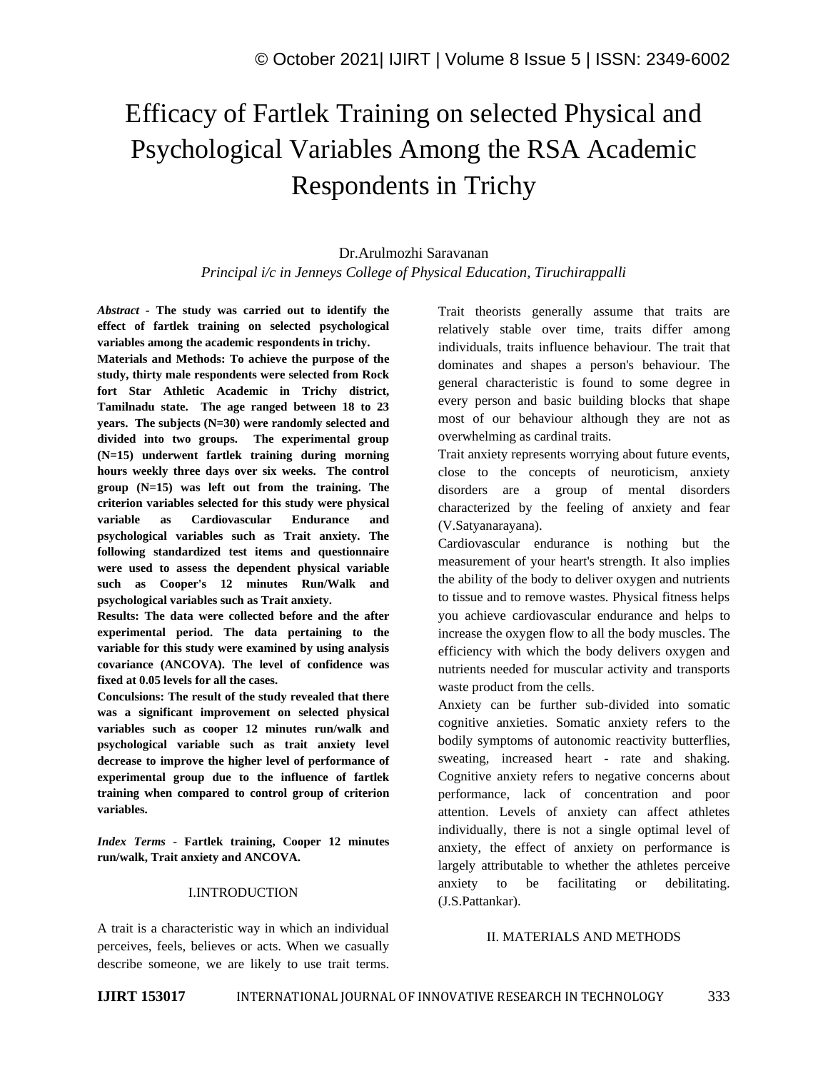# Efficacy of Fartlek Training on selected Physical and Psychological Variables Among the RSA Academic Respondents in Trichy

Dr.Arulmozhi Saravanan

*Principal i/c in Jenneys College of Physical Education, Tiruchirappalli*

***Abstract* - The study was carried out to identify the effect of fartlek training on selected psychological variables among the academic respondents in trichy.**

**Materials and Methods: To achieve the purpose of the study, thirty male respondents were selected from Rock fort Star Athletic Academic in Trichy district, Tamilnadu state. The age ranged between 18 to 23 years. The subjects (N=30) were randomly selected and divided into two groups. The experimental group (N=15) underwent fartlek training during morning hours weekly three days over six weeks. The control group (N=15) was left out from the training. The criterion variables selected for this study were physical variable as Cardiovascular Endurance and psychological variables such as Trait anxiety. The following standardized test items and questionnaire were used to assess the dependent physical variable such as Cooper's 12 minutes Run/Walk and psychological variables such as Trait anxiety.**

**Results: The data were collected before and the after experimental period. The data pertaining to the variable for this study were examined by using analysis covariance (ANCOVA). The level of confidence was fixed at 0.05 levels for all the cases.**

**Conculsions: The result of the study revealed that there was a significant improvement on selected physical variables such as cooper 12 minutes run/walk and psychological variable such as trait anxiety level decrease to improve the higher level of performance of experimental group due to the influence of fartlek training when compared to control group of criterion variables.**

***Index Terms* - Fartlek training, Cooper 12 minutes run/walk, Trait anxiety and ANCOVA.**

## I.INTRODUCTION

A trait is a characteristic way in which an individual perceives, feels, believes or acts. When we casually describe someone, we are likely to use trait terms. Trait theorists generally assume that traits are relatively stable over time, traits differ among individuals, traits influence behaviour. The trait that dominates and shapes a person's behaviour. The general characteristic is found to some degree in every person and basic building blocks that shape most of our behaviour although they are not as overwhelming as cardinal traits.

Trait anxiety represents worrying about future events, close to the concepts of neuroticism, anxiety disorders are a group of mental disorders characterized by the feeling of anxiety and fear (V.Satyanarayana).

Cardiovascular endurance is nothing but the measurement of your heart's strength. It also implies the ability of the body to deliver oxygen and nutrients to tissue and to remove wastes. Physical fitness helps you achieve cardiovascular endurance and helps to increase the oxygen flow to all the body muscles. The efficiency with which the body delivers oxygen and nutrients needed for muscular activity and transports waste product from the cells.

Anxiety can be further sub-divided into somatic cognitive anxieties. Somatic anxiety refers to the bodily symptoms of autonomic reactivity butterflies, sweating, increased heart - rate and shaking. Cognitive anxiety refers to negative concerns about performance, lack of concentration and poor attention. Levels of anxiety can affect athletes individually, there is not a single optimal level of anxiety, the effect of anxiety on performance is largely attributable to whether the athletes perceive anxiety to be facilitating or debilitating. (J.S.Pattankar).

## II. MATERIALS AND METHODS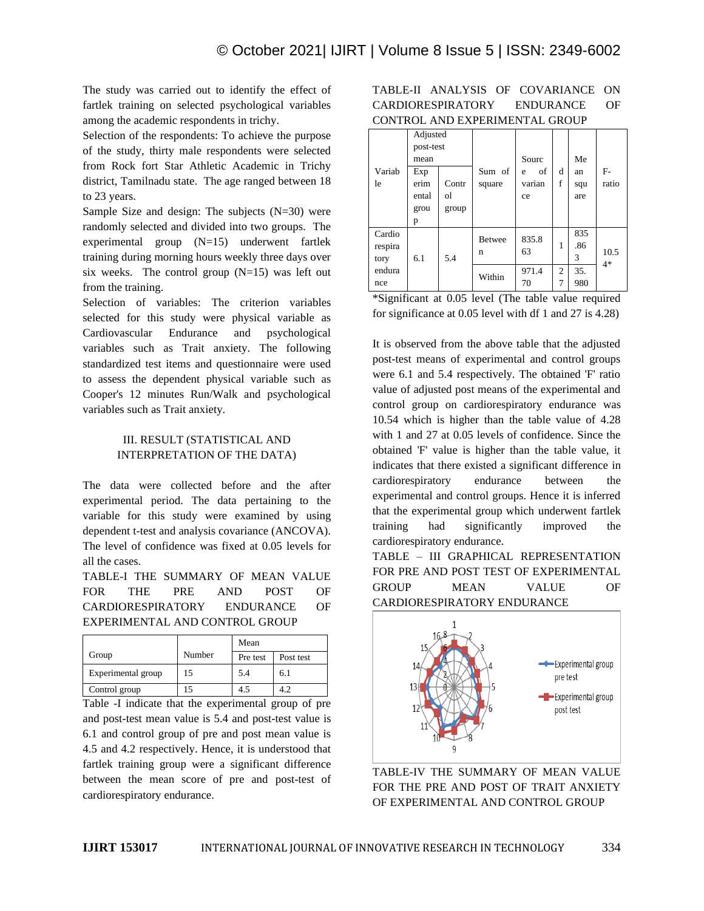The study was carried out to identify the effect of fartlek training on selected psychological variables among the academic respondents in trichy.

Selection of the respondents: To achieve the purpose of the study, thirty male respondents were selected from Rock fort Star Athletic Academic in Trichy district, Tamilnadu state. The age ranged between 18 to 23 years.

Sample Size and design: The subjects (N=30) were randomly selected and divided into two groups. The experimental group (N=15) underwent fartlek training during morning hours weekly three days over six weeks. The control group (N=15) was left out from the training.

Selection of variables: The criterion variables selected for this study were physical variable as Cardiovascular Endurance and psychological variables such as Trait anxiety. The following standardized test items and questionnaire were used to assess the dependent physical variable such as Cooper's 12 minutes Run/Walk and psychological variables such as Trait anxiety.

## III. RESULT (STATISTICAL AND INTERPRETATION OF THE DATA)

The data were collected before and the after experimental period. The data pertaining to the variable for this study were examined by using dependent t-test and analysis covariance (ANCOVA). The level of confidence was fixed at 0.05 levels for all the cases.

TABLE-I THE SUMMARY OF MEAN VALUE FOR THE PRE AND POST OF CARDIORESPIRATORY ENDURANCE OF EXPERIMENTAL AND CONTROL GROUP

| Group | Number | Mean | |
|---|---|---|---|
| | | Pre test | Post test |
| Experimental group | 15 | 5.4 | 6.1 |
| Control group | 15 | 4.5 | 4.2 |

Table -I indicate that the experimental group of pre and post-test mean value is 5.4 and post-test value is 6.1 and control group of pre and post mean value is 4.5 and 4.2 respectively. Hence, it is understood that fartlek training group were a significant difference between the mean score of pre and post-test of cardiorespiratory endurance.

TABLE-II ANALYSIS OF COVARIANCE ON CARDIORESPIRATORY ENDURANCE OF CONTROL AND EXPERIMENTAL GROUP

| Variable | Adjusted post-test mean | | Sum of square | Source of variance | df | Mean square | F-ratio |
|---|---|---|---|---|---|---|---|
| | Experimental group | Control group | | | | | |
| Cardio respiratory endurance | 6.1 | 5.4 | Between | 835.863 | 1 | 835.863 | 10.54* |
| | | | Within | 971.470 | 27 | 35.980 | |

*Significant at 0.05 level (The table value required for significance at 0.05 level with df 1 and 27 is 4.28)

It is observed from the above table that the adjusted post-test means of experimental and control groups were 6.1 and 5.4 respectively. The obtained 'F' ratio value of adjusted post means of the experimental and control group on cardiorespiratory endurance was 10.54 which is higher than the table value of 4.28 with 1 and 27 at 0.05 levels of confidence. Since the obtained 'F' value is higher than the table value, it indicates that there existed a significant difference in cardiorespiratory endurance between the experimental and control groups. Hence it is inferred that the experimental group which underwent fartlek training had significantly improved the cardiorespiratory endurance.

TABLE – III GRAPHICAL REPRESENTATION FOR PRE AND POST TEST OF EXPERIMENTAL GROUP MEAN VALUE OF CARDIORESPIRATORY ENDURANCE

TABLE-IV THE SUMMARY OF MEAN VALUE FOR THE PRE AND POST OF TRAIT ANXIETY OF EXPERIMENTAL AND CONTROL GROUP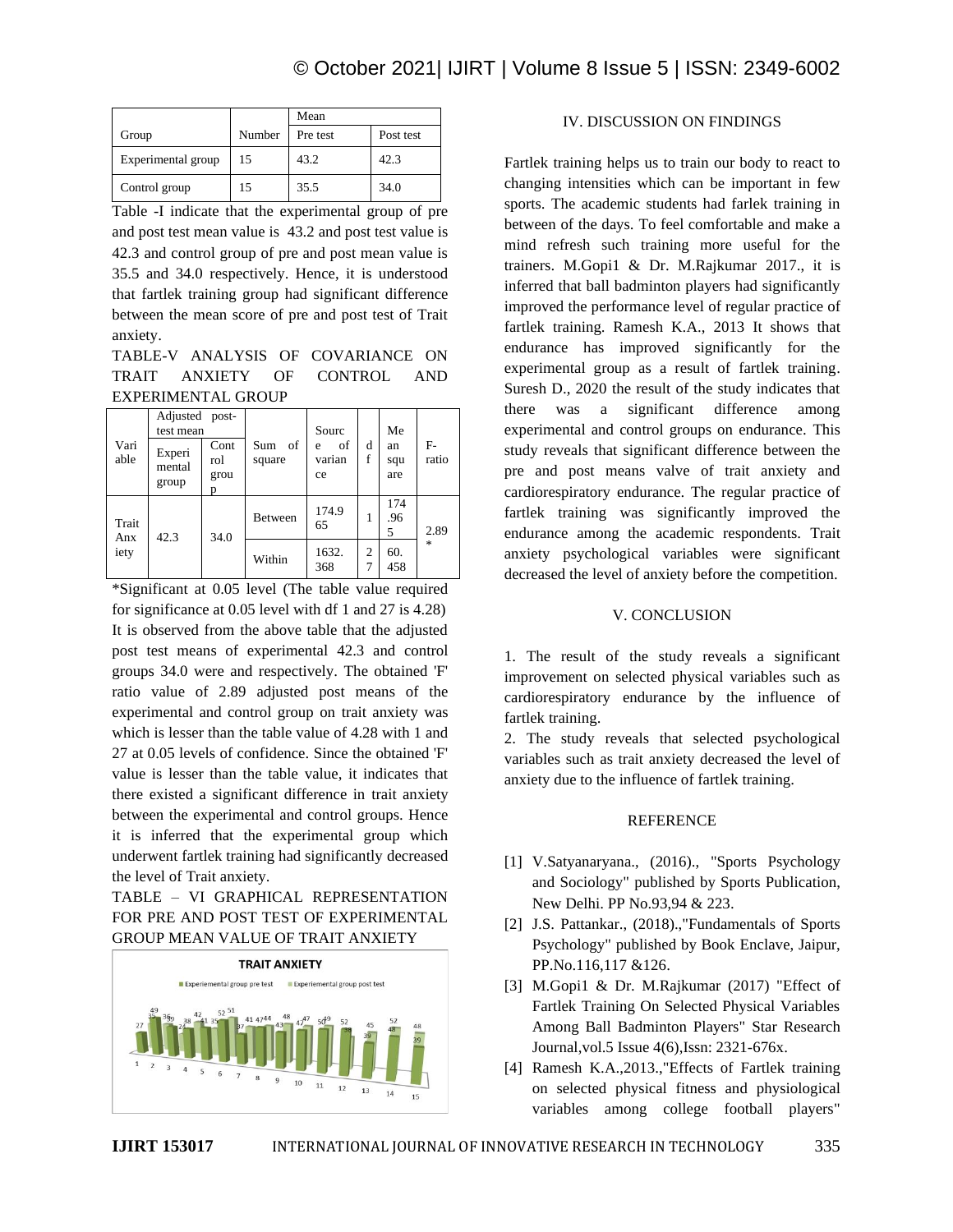| Group | Number | Mean | |
|---|---|---|---|
| | | Pre test | Post test |
| Experimental group | 15 | 43.2 | 42.3 |
| Control group | 15 | 35.5 | 34.0 |

Table -I indicate that the experimental group of pre and post test mean value is 43.2 and post test value is 42.3 and control group of pre and post mean value is 35.5 and 34.0 respectively. Hence, it is understood that fartlek training group had significant difference between the mean score of pre and post test of Trait anxiety.

TABLE-V ANALYSIS OF COVARIANCE ON TRAIT ANXIETY OF CONTROL AND EXPERIMENTAL GROUP

| Variable | Adjusted post-test mean | | Sum of square | Source of variance | df | Mean square | F-ratio |
|---|---|---|---|---|---|---|---|
| | Experimental group | Control group | | | | | |
| Trait Anxiety | 42.3 | 34.0 | Between | 174.965 | 1 | 174.965 | 2.89* |
| | | | Within | 1632.368 | 27 | 60.458 | |

*Significant at 0.05 level (The table value required for significance at 0.05 level with df 1 and 27 is 4.28)

It is observed from the above table that the adjusted post test means of experimental 42.3 and control groups 34.0 were and respectively. The obtained 'F' ratio value of 2.89 adjusted post means of the experimental and control group on trait anxiety was which is lesser than the table value of 4.28 with 1 and 27 at 0.05 levels of confidence. Since the obtained 'F' value is lesser than the table value, it indicates that there existed a significant difference in trait anxiety between the experimental and control groups. Hence it is inferred that the experimental group which underwent fartlek training had significantly decreased the level of Trait anxiety.

TABLE – VI GRAPHICAL REPRESENTATION FOR PRE AND POST TEST OF EXPERIMENTAL GROUP MEAN VALUE OF TRAIT ANXIETY

## IV. DISCUSSION ON FINDINGS

Fartlek training helps us to train our body to react to changing intensities which can be important in few sports. The academic students had farlek training in between of the days. To feel comfortable and make a mind refresh such training more useful for the trainers. M.Gopi1 & Dr. M.Rajkumar 2017., it is inferred that ball badminton players had significantly improved the performance level of regular practice of fartlek training. Ramesh K.A., 2013 It shows that endurance has improved significantly for the experimental group as a result of fartlek training. Suresh D., 2020 the result of the study indicates that there was a significant difference among experimental and control groups on endurance. This study reveals that significant difference between the pre and post means valve of trait anxiety and cardiorespiratory endurance. The regular practice of fartlek training was significantly improved the endurance among the academic respondents. Trait anxiety psychological variables were significant decreased the level of anxiety before the competition.

## V. CONCLUSION

1. The result of the study reveals a significant improvement on selected physical variables such as cardiorespiratory endurance by the influence of fartlek training.
2. The study reveals that selected psychological variables such as trait anxiety decreased the level of anxiety due to the influence of fartlek training.

## REFERENCE

[1] V.Satyanaryana., (2016)., "Sports Psychology and Sociology" published by Sports Publication, New Delhi. PP No.93,94 & 223.

[2] J.S. Pattankar., (2018).,"Fundamentals of Sports Psychology" published by Book Enclave, Jaipur, PP.No.116,117 &126.

[3] M.Gopi1 & Dr. M.Rajkumar (2017) "Effect of Fartlek Training On Selected Physical Variables Among Ball Badminton Players" Star Research Journal,vol.5 Issue 4(6),Issn: 2321-676x.

[4] Ramesh K.A.,2013.,"Effects of Fartlek training on selected physical fitness and physiological variables among college football players"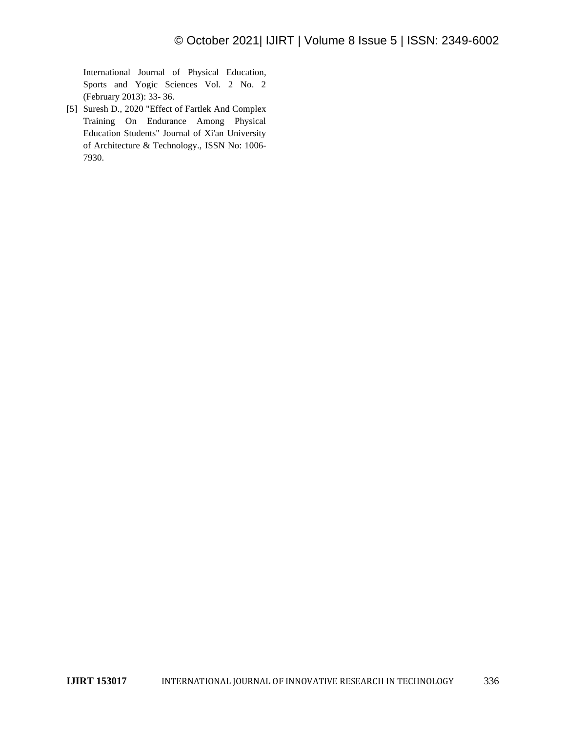International Journal of Physical Education, Sports and Yogic Sciences Vol. 2 No. 2 (February 2013): 33- 36.

[5] Suresh D., 2020 "Effect of Fartlek And Complex Training On Endurance Among Physical Education Students" Journal of Xi'an University of Architecture & Technology., ISSN No: 1006-7930.